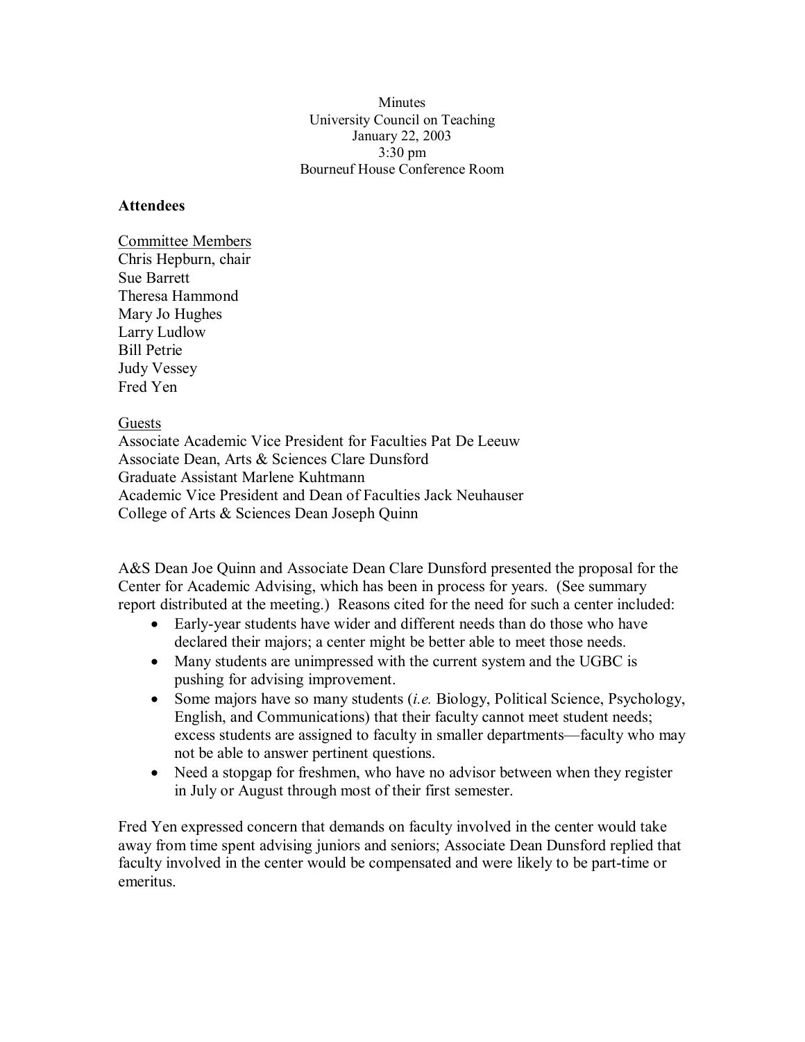Minutes
University Council on Teaching
January 22, 2003
3:30 pm
Bourneuf House Conference Room

**Attendees**

Committee Members
Chris Hepburn, chair
Sue Barrett
Theresa Hammond
Mary Jo Hughes
Larry Ludlow
Bill Petrie
Judy Vessey
Fred Yen

Guests
Associate Academic Vice President for Faculties Pat De Leeuw
Associate Dean, Arts & Sciences Clare Dunsford
Graduate Assistant Marlene Kuhtmann
Academic Vice President and Dean of Faculties Jack Neuhauser
College of Arts & Sciences Dean Joseph Quinn

A&S Dean Joe Quinn and Associate Dean Clare Dunsford presented the proposal for the Center for Academic Advising, which has been in process for years. (See summary report distributed at the meeting.) Reasons cited for the need for such a center included:

- Early-year students have wider and different needs than do those who have declared their majors; a center might be better able to meet those needs.
- Many students are unimpressed with the current system and the UGBC is pushing for advising improvement.
- Some majors have so many students (*i.e.* Biology, Political Science, Psychology, English, and Communications) that their faculty cannot meet student needs; excess students are assigned to faculty in smaller departments—faculty who may not be able to answer pertinent questions.
- Need a stopgap for freshmen, who have no advisor between when they register in July or August through most of their first semester.

Fred Yen expressed concern that demands on faculty involved in the center would take away from time spent advising juniors and seniors; Associate Dean Dunsford replied that faculty involved in the center would be compensated and were likely to be part-time or emeritus.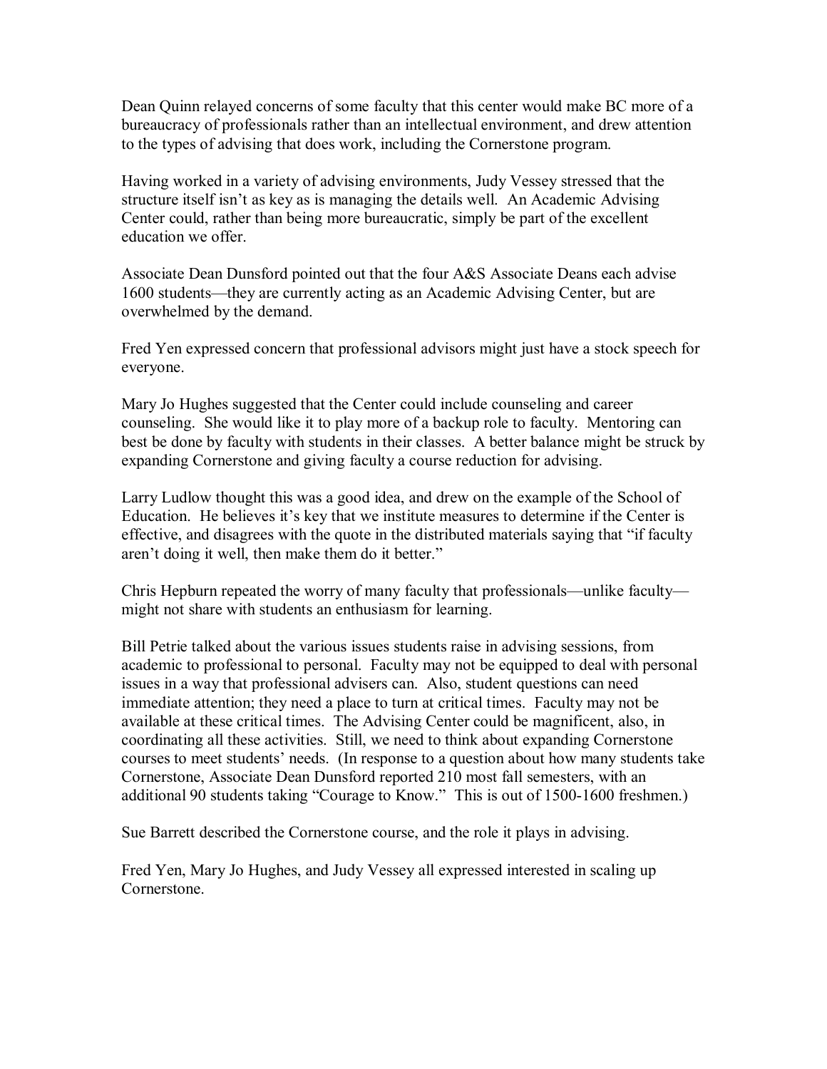Dean Quinn relayed concerns of some faculty that this center would make BC more of a bureaucracy of professionals rather than an intellectual environment, and drew attention to the types of advising that does work, including the Cornerstone program.

Having worked in a variety of advising environments, Judy Vessey stressed that the structure itself isn't as key as is managing the details well. An Academic Advising Center could, rather than being more bureaucratic, simply be part of the excellent education we offer.

Associate Dean Dunsford pointed out that the four A&S Associate Deans each advise 1600 students—they are currently acting as an Academic Advising Center, but are overwhelmed by the demand.

Fred Yen expressed concern that professional advisors might just have a stock speech for everyone.

Mary Jo Hughes suggested that the Center could include counseling and career counseling. She would like it to play more of a backup role to faculty. Mentoring can best be done by faculty with students in their classes. A better balance might be struck by expanding Cornerstone and giving faculty a course reduction for advising.

Larry Ludlow thought this was a good idea, and drew on the example of the School of Education. He believes it's key that we institute measures to determine if the Center is effective, and disagrees with the quote in the distributed materials saying that "if faculty aren't doing it well, then make them do it better."

Chris Hepburn repeated the worry of many faculty that professionals—unlike faculty—might not share with students an enthusiasm for learning.

Bill Petrie talked about the various issues students raise in advising sessions, from academic to professional to personal. Faculty may not be equipped to deal with personal issues in a way that professional advisers can. Also, student questions can need immediate attention; they need a place to turn at critical times. Faculty may not be available at these critical times. The Advising Center could be magnificent, also, in coordinating all these activities. Still, we need to think about expanding Cornerstone courses to meet students' needs. (In response to a question about how many students take Cornerstone, Associate Dean Dunsford reported 210 most fall semesters, with an additional 90 students taking "Courage to Know." This is out of 1500-1600 freshmen.)

Sue Barrett described the Cornerstone course, and the role it plays in advising.

Fred Yen, Mary Jo Hughes, and Judy Vessey all expressed interested in scaling up Cornerstone.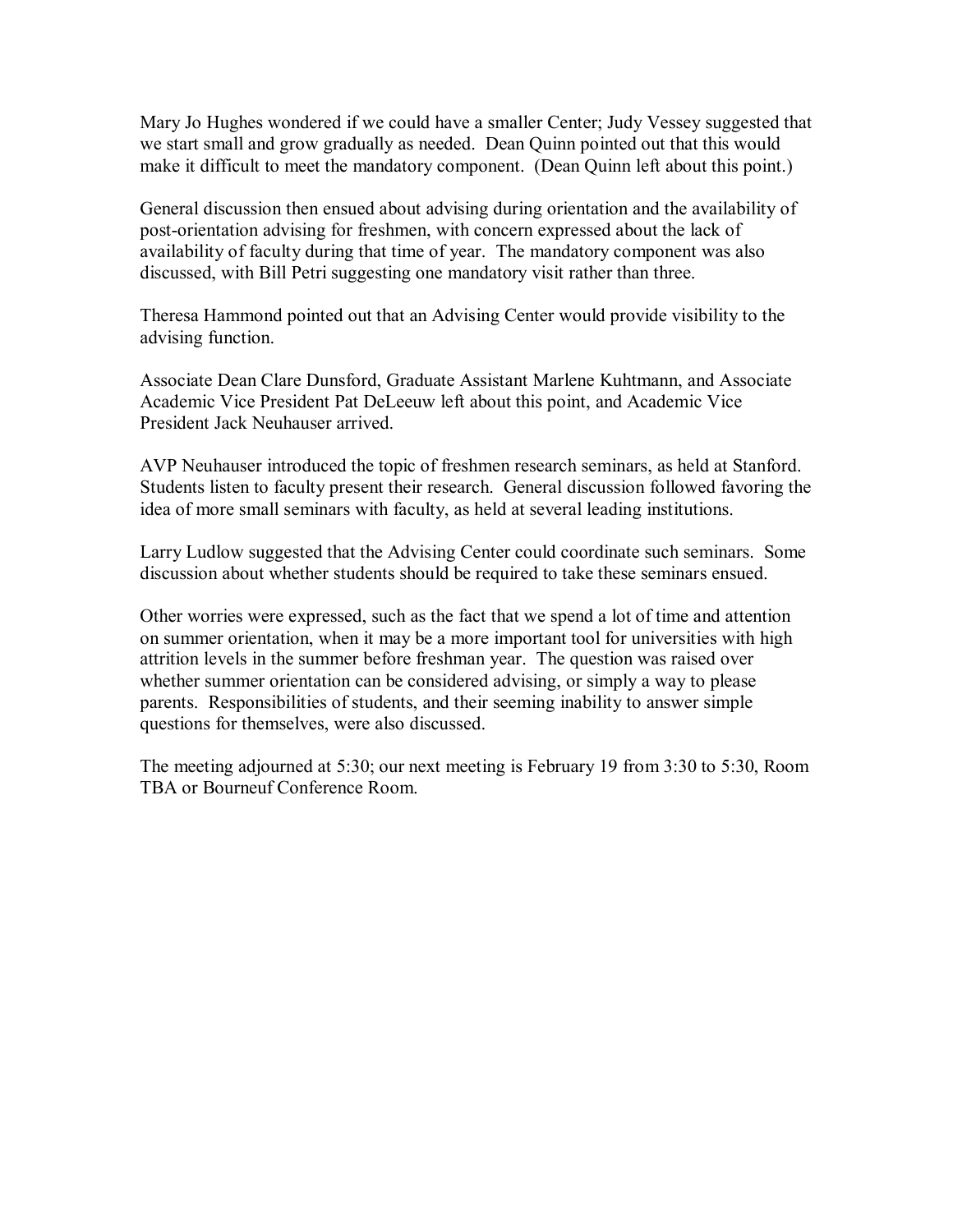Mary Jo Hughes wondered if we could have a smaller Center; Judy Vessey suggested that we start small and grow gradually as needed. Dean Quinn pointed out that this would make it difficult to meet the mandatory component. (Dean Quinn left about this point.)

General discussion then ensued about advising during orientation and the availability of post-orientation advising for freshmen, with concern expressed about the lack of availability of faculty during that time of year. The mandatory component was also discussed, with Bill Petri suggesting one mandatory visit rather than three.

Theresa Hammond pointed out that an Advising Center would provide visibility to the advising function.

Associate Dean Clare Dunsford, Graduate Assistant Marlene Kuhtmann, and Associate Academic Vice President Pat DeLeeuw left about this point, and Academic Vice President Jack Neuhauser arrived.

AVP Neuhauser introduced the topic of freshmen research seminars, as held at Stanford. Students listen to faculty present their research. General discussion followed favoring the idea of more small seminars with faculty, as held at several leading institutions.

Larry Ludlow suggested that the Advising Center could coordinate such seminars. Some discussion about whether students should be required to take these seminars ensued.

Other worries were expressed, such as the fact that we spend a lot of time and attention on summer orientation, when it may be a more important tool for universities with high attrition levels in the summer before freshman year. The question was raised over whether summer orientation can be considered advising, or simply a way to please parents. Responsibilities of students, and their seeming inability to answer simple questions for themselves, were also discussed.

The meeting adjourned at 5:30; our next meeting is February 19 from 3:30 to 5:30, Room TBA or Bourneuf Conference Room.